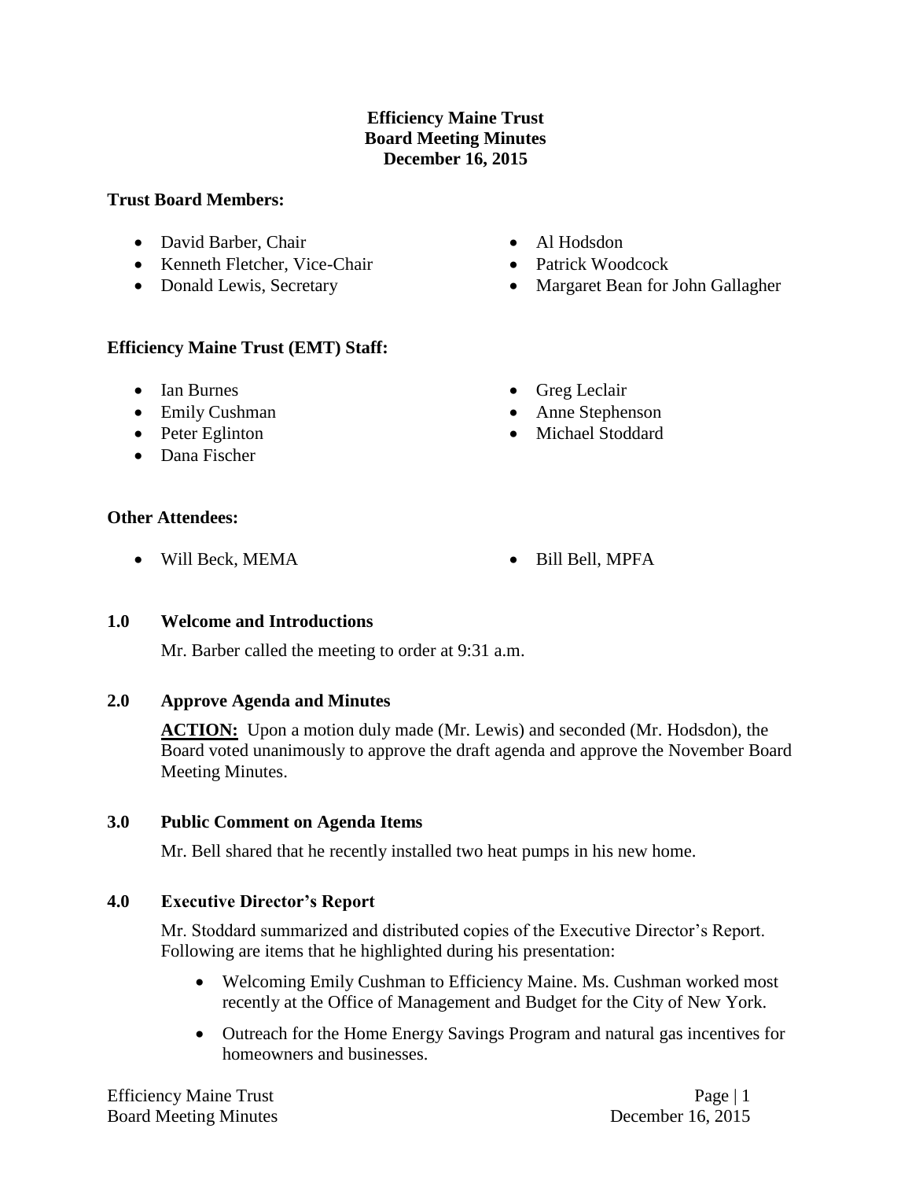# Efficiency Maine Trust
## Board Meeting Minutes
### December 16, 2015

**Trust Board Members:**

- David Barber, Chair
- Kenneth Fletcher, Vice-Chair
- Donald Lewis, Secretary
- Al Hodsdon
- Patrick Woodcock
- Margaret Bean for John Gallagher

**Efficiency Maine Trust (EMT) Staff:**

- Ian Burnes
- Emily Cushman
- Peter Eglinton
- Dana Fischer
- Greg Leclair
- Anne Stephenson
- Michael Stoddard

**Other Attendees:**

- Will Beck, MEMA
- Bill Bell, MPFA

**1.0 Welcome and Introductions**

Mr. Barber called the meeting to order at 9:31 a.m.

**2.0 Approve Agenda and Minutes**

**ACTION:** Upon a motion duly made (Mr. Lewis) and seconded (Mr. Hodsdon), the Board voted unanimously to approve the draft agenda and approve the November Board Meeting Minutes.

**3.0 Public Comment on Agenda Items**

Mr. Bell shared that he recently installed two heat pumps in his new home.

**4.0 Executive Director's Report**

Mr. Stoddard summarized and distributed copies of the Executive Director's Report. Following are items that he highlighted during his presentation:

- Welcoming Emily Cushman to Efficiency Maine. Ms. Cushman worked most recently at the Office of Management and Budget for the City of New York.
- Outreach for the Home Energy Savings Program and natural gas incentives for homeowners and businesses.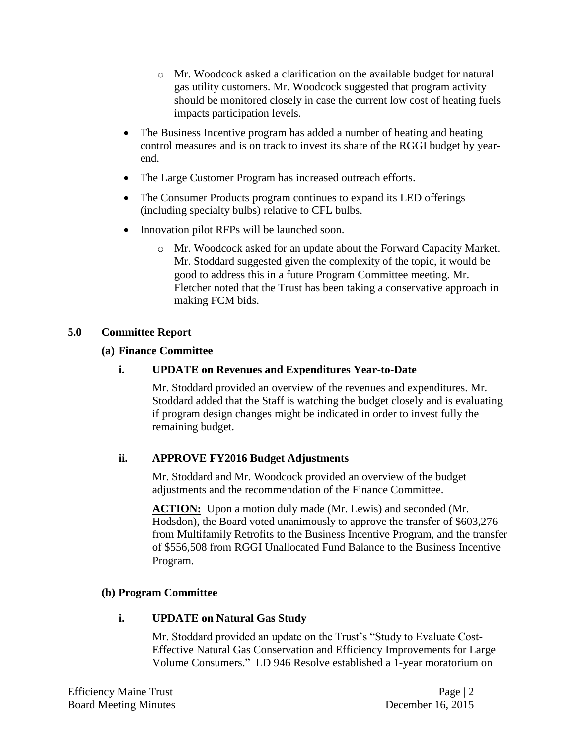- Mr. Woodcock asked a clarification on the available budget for natural gas utility customers. Mr. Woodcock suggested that program activity should be monitored closely in case the current low cost of heating fuels impacts participation levels.

- The Business Incentive program has added a number of heating and heating control measures and is on track to invest its share of the RGGI budget by year-end.
- The Large Customer Program has increased outreach efforts.
- The Consumer Products program continues to expand its LED offerings (including specialty bulbs) relative to CFL bulbs.
- Innovation pilot RFPs will be launched soon.
  - Mr. Woodcock asked for an update about the Forward Capacity Market. Mr. Stoddard suggested given the complexity of the topic, it would be good to address this in a future Program Committee meeting. Mr. Fletcher noted that the Trust has been taking a conservative approach in making FCM bids.

## 5.0 Committee Report

### (a) Finance Committee

#### i. UPDATE on Revenues and Expenditures Year-to-Date

Mr. Stoddard provided an overview of the revenues and expenditures. Mr. Stoddard added that the Staff is watching the budget closely and is evaluating if program design changes might be indicated in order to invest fully the remaining budget.

#### ii. APPROVE FY2016 Budget Adjustments

Mr. Stoddard and Mr. Woodcock provided an overview of the budget adjustments and the recommendation of the Finance Committee.

**ACTION:** Upon a motion duly made (Mr. Lewis) and seconded (Mr. Hodsdon), the Board voted unanimously to approve the transfer of $603,276 from Multifamily Retrofits to the Business Incentive Program, and the transfer of $556,508 from RGGI Unallocated Fund Balance to the Business Incentive Program.

### (b) Program Committee

#### i. UPDATE on Natural Gas Study

Mr. Stoddard provided an update on the Trust's "Study to Evaluate Cost-Effective Natural Gas Conservation and Efficiency Improvements for Large Volume Consumers." LD 946 Resolve established a 1-year moratorium on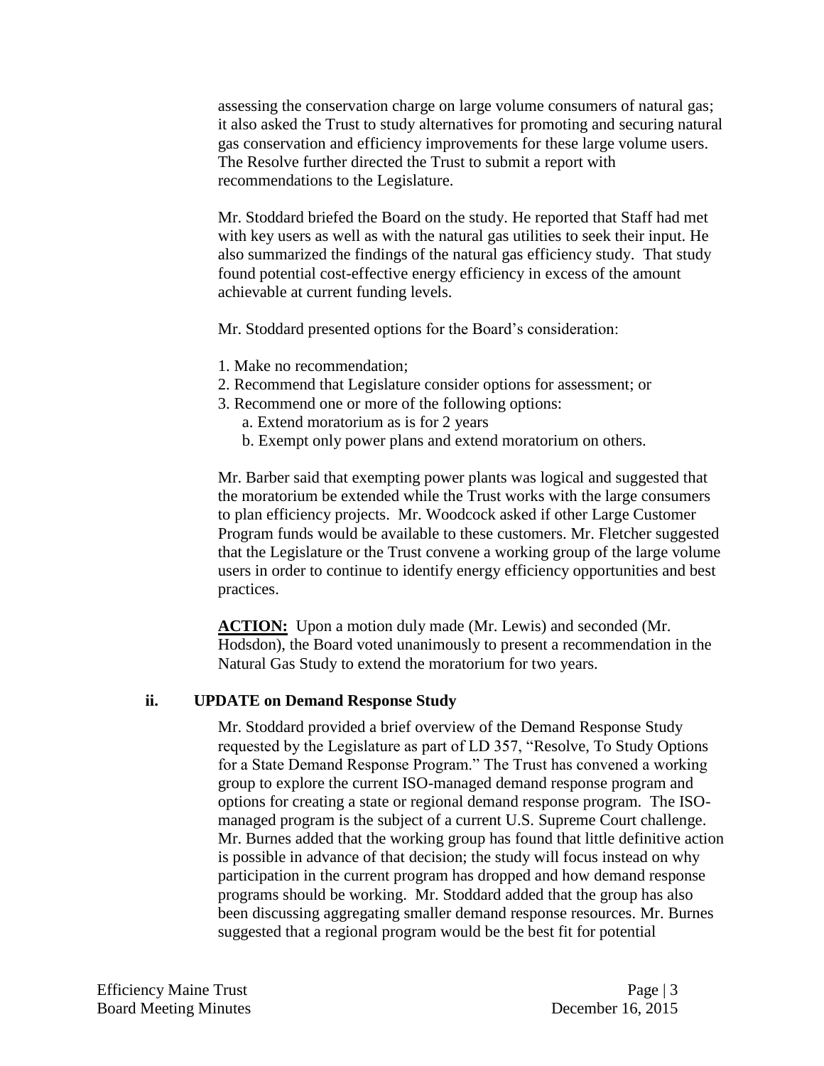assessing the conservation charge on large volume consumers of natural gas; it also asked the Trust to study alternatives for promoting and securing natural gas conservation and efficiency improvements for these large volume users. The Resolve further directed the Trust to submit a report with recommendations to the Legislature.

Mr. Stoddard briefed the Board on the study. He reported that Staff had met with key users as well as with the natural gas utilities to seek their input. He also summarized the findings of the natural gas efficiency study. That study found potential cost-effective energy efficiency in excess of the amount achievable at current funding levels.

Mr. Stoddard presented options for the Board's consideration:

1. Make no recommendation;
2. Recommend that Legislature consider options for assessment; or
3. Recommend one or more of the following options:
   a. Extend moratorium as is for 2 years
   b. Exempt only power plans and extend moratorium on others.

Mr. Barber said that exempting power plants was logical and suggested that the moratorium be extended while the Trust works with the large consumers to plan efficiency projects. Mr. Woodcock asked if other Large Customer Program funds would be available to these customers. Mr. Fletcher suggested that the Legislature or the Trust convene a working group of the large volume users in order to continue to identify energy efficiency opportunities and best practices.

**ACTION:** Upon a motion duly made (Mr. Lewis) and seconded (Mr. Hodsdon), the Board voted unanimously to present a recommendation in the Natural Gas Study to extend the moratorium for two years.

### ii. UPDATE on Demand Response Study

Mr. Stoddard provided a brief overview of the Demand Response Study requested by the Legislature as part of LD 357, "Resolve, To Study Options for a State Demand Response Program." The Trust has convened a working group to explore the current ISO-managed demand response program and options for creating a state or regional demand response program. The ISO-managed program is the subject of a current U.S. Supreme Court challenge. Mr. Burnes added that the working group has found that little definitive action is possible in advance of that decision; the study will focus instead on why participation in the current program has dropped and how demand response programs should be working. Mr. Stoddard added that the group has also been discussing aggregating smaller demand response resources. Mr. Burnes suggested that a regional program would be the best fit for potential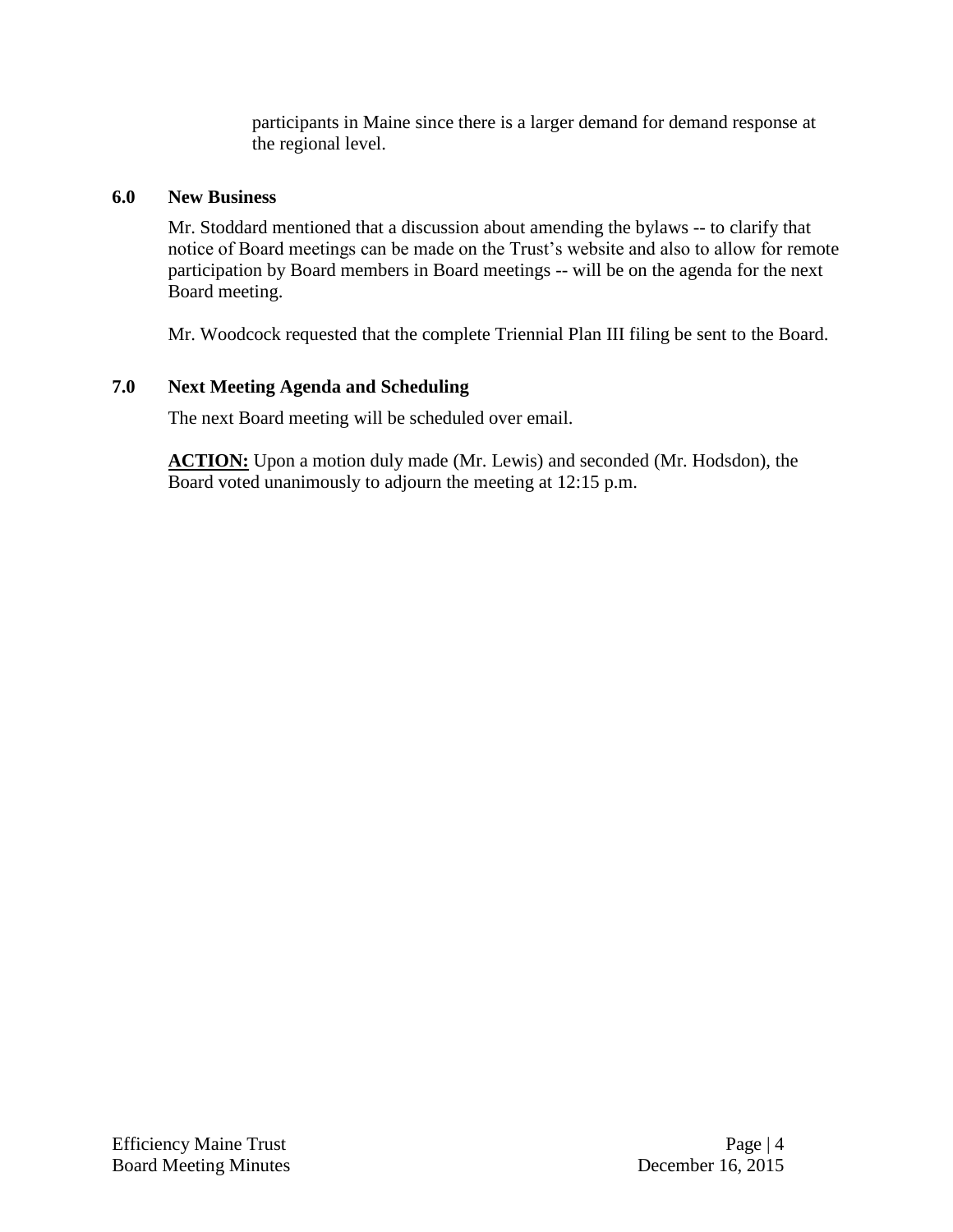participants in Maine since there is a larger demand for demand response at the regional level.

## 6.0 New Business

Mr. Stoddard mentioned that a discussion about amending the bylaws -- to clarify that notice of Board meetings can be made on the Trust's website and also to allow for remote participation by Board members in Board meetings -- will be on the agenda for the next Board meeting.

Mr. Woodcock requested that the complete Triennial Plan III filing be sent to the Board.

## 7.0 Next Meeting Agenda and Scheduling

The next Board meeting will be scheduled over email.

**ACTION:** Upon a motion duly made (Mr. Lewis) and seconded (Mr. Hodsdon), the Board voted unanimously to adjourn the meeting at 12:15 p.m.